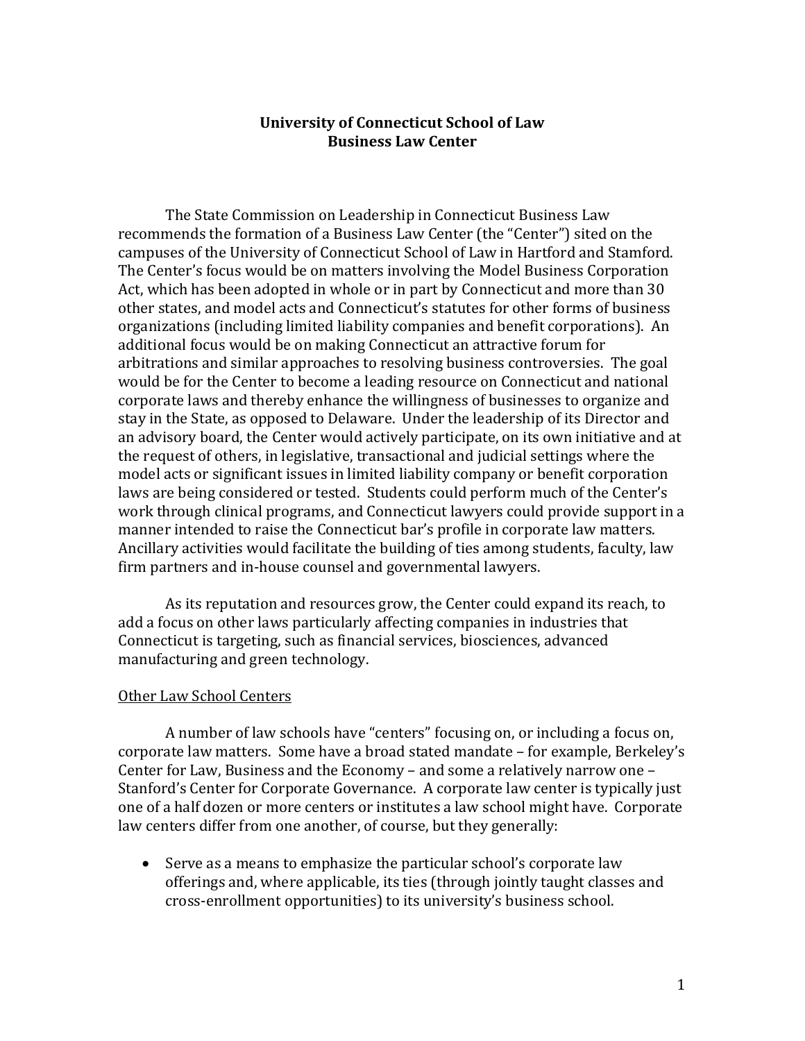# University of Connecticut School of Law
## Business Law Center

The State Commission on Leadership in Connecticut Business Law recommends the formation of a Business Law Center (the "Center") sited on the campuses of the University of Connecticut School of Law in Hartford and Stamford. The Center's focus would be on matters involving the Model Business Corporation Act, which has been adopted in whole or in part by Connecticut and more than 30 other states, and model acts and Connecticut's statutes for other forms of business organizations (including limited liability companies and benefit corporations). An additional focus would be on making Connecticut an attractive forum for arbitrations and similar approaches to resolving business controversies. The goal would be for the Center to become a leading resource on Connecticut and national corporate laws and thereby enhance the willingness of businesses to organize and stay in the State, as opposed to Delaware. Under the leadership of its Director and an advisory board, the Center would actively participate, on its own initiative and at the request of others, in legislative, transactional and judicial settings where the model acts or significant issues in limited liability company or benefit corporation laws are being considered or tested. Students could perform much of the Center's work through clinical programs, and Connecticut lawyers could provide support in a manner intended to raise the Connecticut bar's profile in corporate law matters. Ancillary activities would facilitate the building of ties among students, faculty, law firm partners and in-house counsel and governmental lawyers.

As its reputation and resources grow, the Center could expand its reach, to add a focus on other laws particularly affecting companies in industries that Connecticut is targeting, such as financial services, biosciences, advanced manufacturing and green technology.

<u>Other Law School Centers</u>

A number of law schools have "centers" focusing on, or including a focus on, corporate law matters. Some have a broad stated mandate – for example, Berkeley's Center for Law, Business and the Economy – and some a relatively narrow one – Stanford's Center for Corporate Governance. A corporate law center is typically just one of a half dozen or more centers or institutes a law school might have. Corporate law centers differ from one another, of course, but they generally:

- Serve as a means to emphasize the particular school's corporate law offerings and, where applicable, its ties (through jointly taught classes and cross-enrollment opportunities) to its university's business school.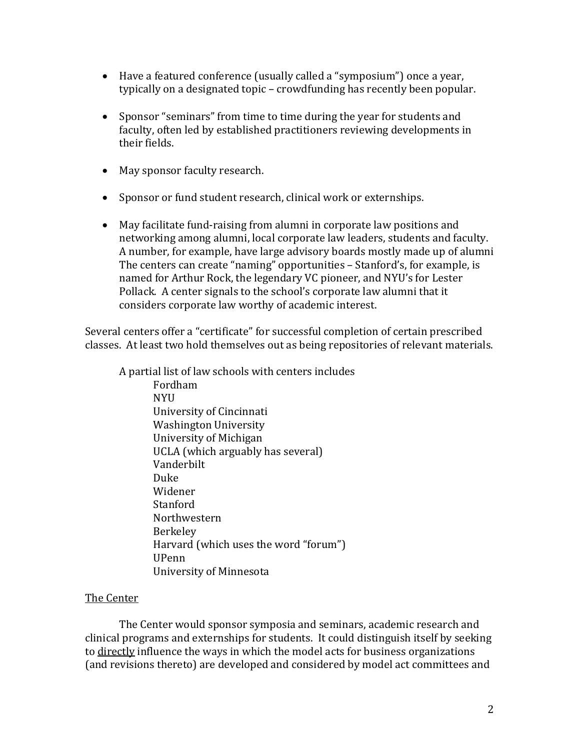- Have a featured conference (usually called a "symposium") once a year, typically on a designated topic – crowdfunding has recently been popular.

- Sponsor "seminars" from time to time during the year for students and faculty, often led by established practitioners reviewing developments in their fields.

- May sponsor faculty research.

- Sponsor or fund student research, clinical work or externships.

- May facilitate fund-raising from alumni in corporate law positions and networking among alumni, local corporate law leaders, students and faculty. A number, for example, have large advisory boards mostly made up of alumni The centers can create "naming" opportunities – Stanford's, for example, is named for Arthur Rock, the legendary VC pioneer, and NYU's for Lester Pollack. A center signals to the school's corporate law alumni that it considers corporate law worthy of academic interest.

Several centers offer a "certificate" for successful completion of certain prescribed classes. At least two hold themselves out as being repositories of relevant materials.

A partial list of law schools with centers includes

- Fordham
- NYU
- University of Cincinnati
- Washington University
- University of Michigan
- UCLA (which arguably has several)
- Vanderbilt
- Duke
- Widener
- Stanford
- Northwestern
- Berkeley
- Harvard (which uses the word "forum")
- UPenn
- University of Minnesota

<u>The Center</u>

The Center would sponsor symposia and seminars, academic research and clinical programs and externships for students. It could distinguish itself by seeking to <u>directly</u> influence the ways in which the model acts for business organizations (and revisions thereto) are developed and considered by model act committees and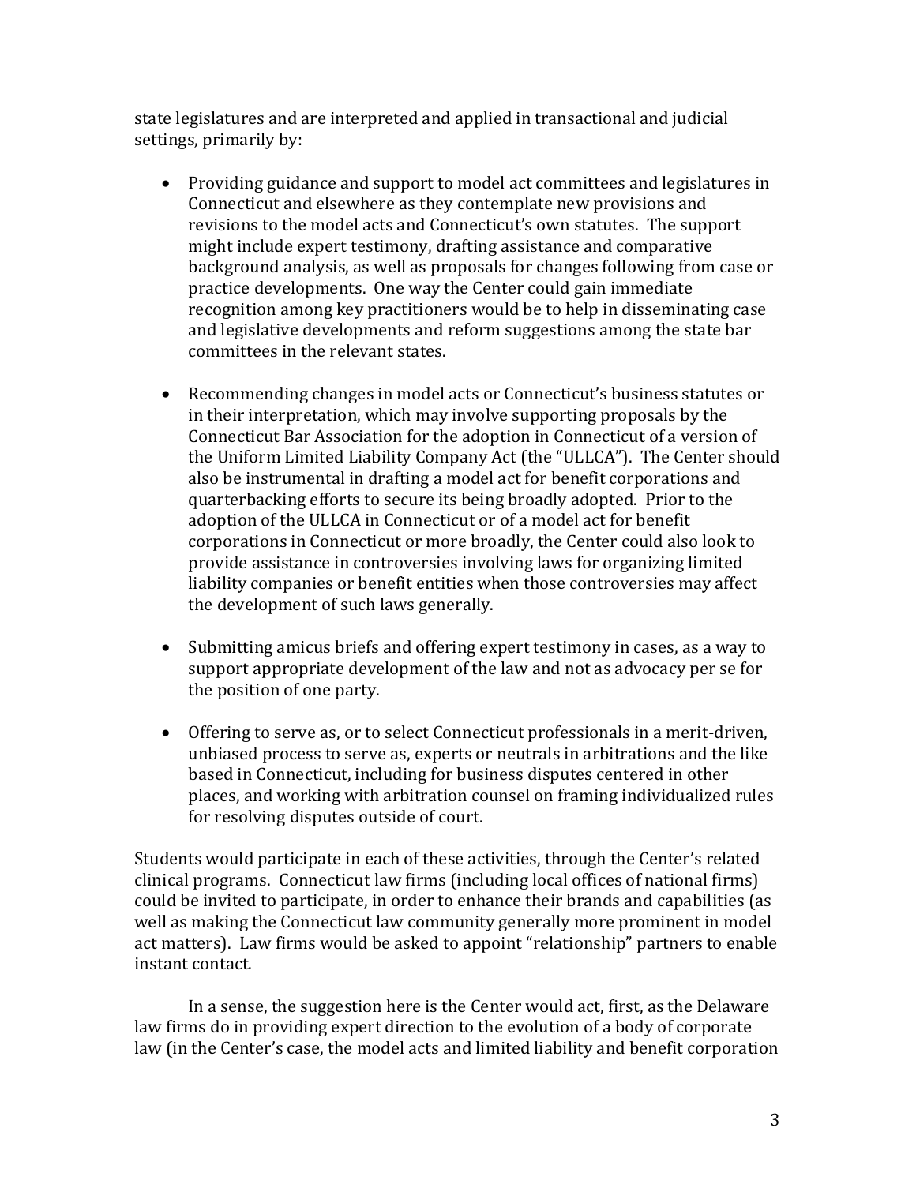state legislatures and are interpreted and applied in transactional and judicial settings, primarily by:

- Providing guidance and support to model act committees and legislatures in Connecticut and elsewhere as they contemplate new provisions and revisions to the model acts and Connecticut's own statutes. The support might include expert testimony, drafting assistance and comparative background analysis, as well as proposals for changes following from case or practice developments. One way the Center could gain immediate recognition among key practitioners would be to help in disseminating case and legislative developments and reform suggestions among the state bar committees in the relevant states.

- Recommending changes in model acts or Connecticut's business statutes or in their interpretation, which may involve supporting proposals by the Connecticut Bar Association for the adoption in Connecticut of a version of the Uniform Limited Liability Company Act (the "ULLCA"). The Center should also be instrumental in drafting a model act for benefit corporations and quarterbacking efforts to secure its being broadly adopted. Prior to the adoption of the ULLCA in Connecticut or of a model act for benefit corporations in Connecticut or more broadly, the Center could also look to provide assistance in controversies involving laws for organizing limited liability companies or benefit entities when those controversies may affect the development of such laws generally.

- Submitting amicus briefs and offering expert testimony in cases, as a way to support appropriate development of the law and not as advocacy per se for the position of one party.

- Offering to serve as, or to select Connecticut professionals in a merit-driven, unbiased process to serve as, experts or neutrals in arbitrations and the like based in Connecticut, including for business disputes centered in other places, and working with arbitration counsel on framing individualized rules for resolving disputes outside of court.

Students would participate in each of these activities, through the Center's related clinical programs. Connecticut law firms (including local offices of national firms) could be invited to participate, in order to enhance their brands and capabilities (as well as making the Connecticut law community generally more prominent in model act matters). Law firms would be asked to appoint "relationship" partners to enable instant contact.

In a sense, the suggestion here is the Center would act, first, as the Delaware law firms do in providing expert direction to the evolution of a body of corporate law (in the Center's case, the model acts and limited liability and benefit corporation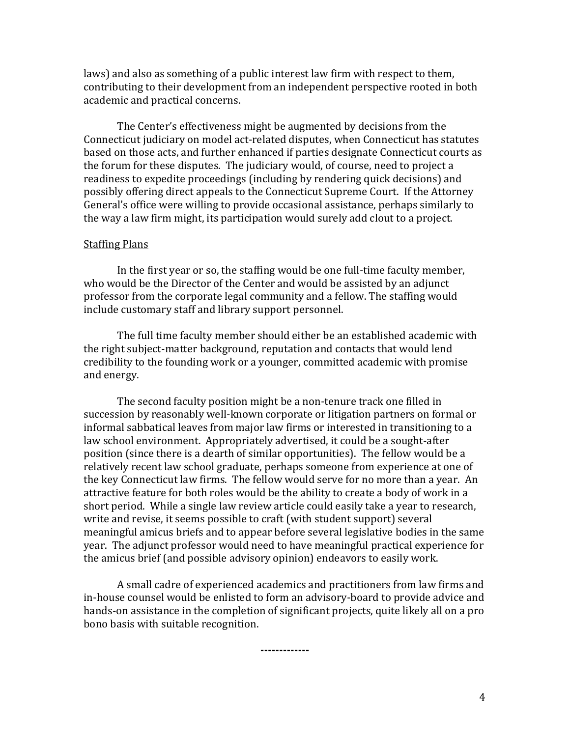laws) and also as something of a public interest law firm with respect to them, contributing to their development from an independent perspective rooted in both academic and practical concerns.

The Center's effectiveness might be augmented by decisions from the Connecticut judiciary on model act-related disputes, when Connecticut has statutes based on those acts, and further enhanced if parties designate Connecticut courts as the forum for these disputes. The judiciary would, of course, need to project a readiness to expedite proceedings (including by rendering quick decisions) and possibly offering direct appeals to the Connecticut Supreme Court. If the Attorney General's office were willing to provide occasional assistance, perhaps similarly to the way a law firm might, its participation would surely add clout to a project.

<u>Staffing Plans</u>

In the first year or so, the staffing would be one full-time faculty member, who would be the Director of the Center and would be assisted by an adjunct professor from the corporate legal community and a fellow. The staffing would include customary staff and library support personnel.

The full time faculty member should either be an established academic with the right subject-matter background, reputation and contacts that would lend credibility to the founding work or a younger, committed academic with promise and energy.

The second faculty position might be a non-tenure track one filled in succession by reasonably well-known corporate or litigation partners on formal or informal sabbatical leaves from major law firms or interested in transitioning to a law school environment. Appropriately advertised, it could be a sought-after position (since there is a dearth of similar opportunities). The fellow would be a relatively recent law school graduate, perhaps someone from experience at one of the key Connecticut law firms. The fellow would serve for no more than a year. An attractive feature for both roles would be the ability to create a body of work in a short period. While a single law review article could easily take a year to research, write and revise, it seems possible to craft (with student support) several meaningful amicus briefs and to appear before several legislative bodies in the same year. The adjunct professor would need to have meaningful practical experience for the amicus brief (and possible advisory opinion) endeavors to easily work.

A small cadre of experienced academics and practitioners from law firms and in-house counsel would be enlisted to form an advisory-board to provide advice and hands-on assistance in the completion of significant projects, quite likely all on a pro bono basis with suitable recognition.

-------------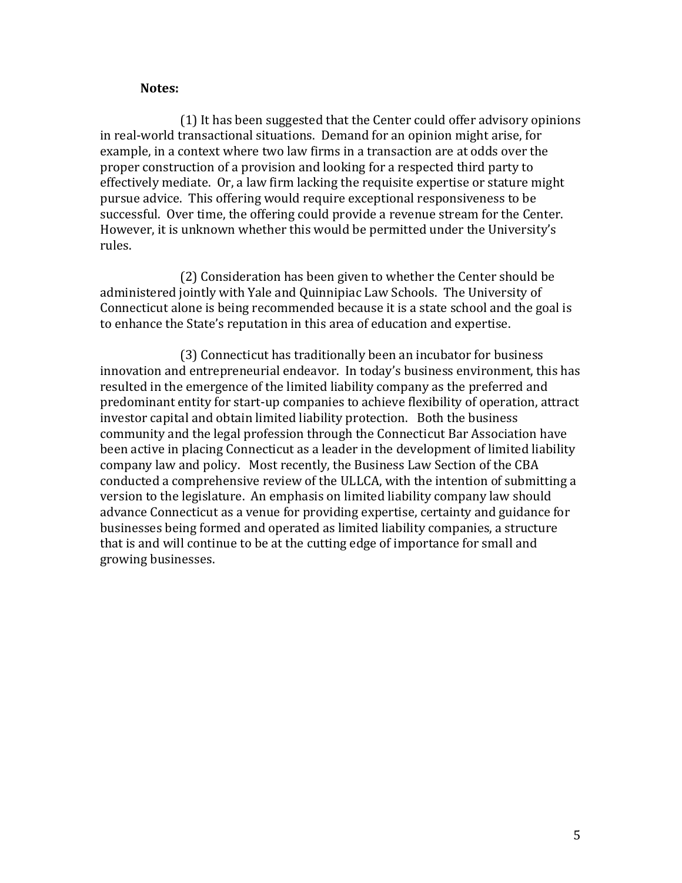**Notes:**

(1) It has been suggested that the Center could offer advisory opinions in real-world transactional situations. Demand for an opinion might arise, for example, in a context where two law firms in a transaction are at odds over the proper construction of a provision and looking for a respected third party to effectively mediate. Or, a law firm lacking the requisite expertise or stature might pursue advice. This offering would require exceptional responsiveness to be successful. Over time, the offering could provide a revenue stream for the Center. However, it is unknown whether this would be permitted under the University's rules.

(2) Consideration has been given to whether the Center should be administered jointly with Yale and Quinnipiac Law Schools. The University of Connecticut alone is being recommended because it is a state school and the goal is to enhance the State's reputation in this area of education and expertise.

(3) Connecticut has traditionally been an incubator for business innovation and entrepreneurial endeavor. In today's business environment, this has resulted in the emergence of the limited liability company as the preferred and predominant entity for start-up companies to achieve flexibility of operation, attract investor capital and obtain limited liability protection. Both the business community and the legal profession through the Connecticut Bar Association have been active in placing Connecticut as a leader in the development of limited liability company law and policy. Most recently, the Business Law Section of the CBA conducted a comprehensive review of the ULLCA, with the intention of submitting a version to the legislature. An emphasis on limited liability company law should advance Connecticut as a venue for providing expertise, certainty and guidance for businesses being formed and operated as limited liability companies, a structure that is and will continue to be at the cutting edge of importance for small and growing businesses.